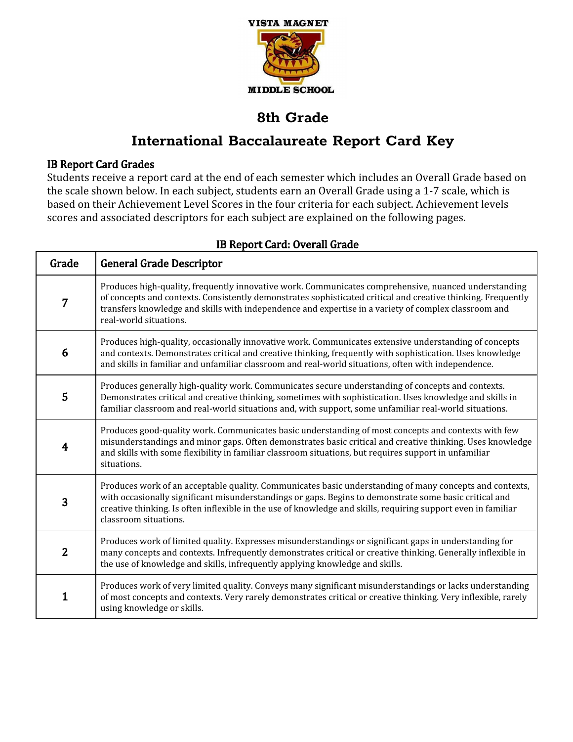VISTA MAGNET

MIDDLE SCHOOL

# 8th Grade

# International Baccalaureate Report Card Key

## IB Report Card Grades

Students receive a report card at the end of each semester which includes an Overall Grade based on the scale shown below. In each subject, students earn an Overall Grade using a 1-7 scale, which is based on their Achievement Level Scores in the four criteria for each subject. Achievement levels scores and associated descriptors for each subject are explained on the following pages.

### IB Report Card: Overall Grade

| Grade | General Grade Descriptor |
|---|---|
| 7 | Produces high-quality, frequently innovative work. Communicates comprehensive, nuanced understanding of concepts and contexts. Consistently demonstrates sophisticated critical and creative thinking. Frequently transfers knowledge and skills with independence and expertise in a variety of complex classroom and real-world situations. |
| 6 | Produces high-quality, occasionally innovative work. Communicates extensive understanding of concepts and contexts. Demonstrates critical and creative thinking, frequently with sophistication. Uses knowledge and skills in familiar and unfamiliar classroom and real-world situations, often with independence. |
| 5 | Produces generally high-quality work. Communicates secure understanding of concepts and contexts. Demonstrates critical and creative thinking, sometimes with sophistication. Uses knowledge and skills in familiar classroom and real-world situations and, with support, some unfamiliar real-world situations. |
| 4 | Produces good-quality work. Communicates basic understanding of most concepts and contexts with few misunderstandings and minor gaps. Often demonstrates basic critical and creative thinking. Uses knowledge and skills with some flexibility in familiar classroom situations, but requires support in unfamiliar situations. |
| 3 | Produces work of an acceptable quality. Communicates basic understanding of many concepts and contexts, with occasionally significant misunderstandings or gaps. Begins to demonstrate some basic critical and creative thinking. Is often inflexible in the use of knowledge and skills, requiring support even in familiar classroom situations. |
| 2 | Produces work of limited quality. Expresses misunderstandings or significant gaps in understanding for many concepts and contexts. Infrequently demonstrates critical or creative thinking. Generally inflexible in the use of knowledge and skills, infrequently applying knowledge and skills. |
| 1 | Produces work of very limited quality. Conveys many significant misunderstandings or lacks understanding of most concepts and contexts. Very rarely demonstrates critical or creative thinking. Very inflexible, rarely using knowledge or skills. |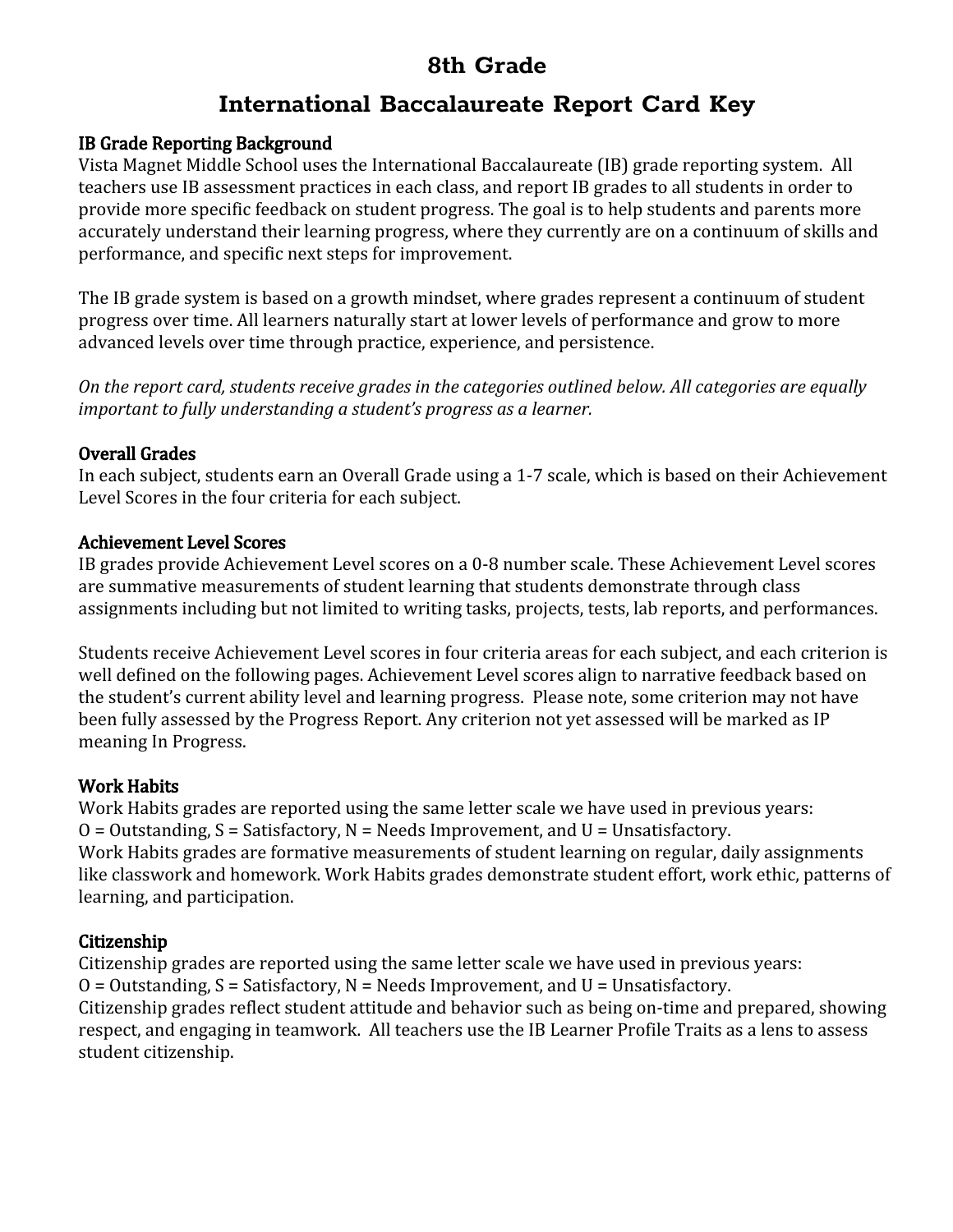# 8th Grade

# International Baccalaureate Report Card Key

**IB Grade Reporting Background**
Vista Magnet Middle School uses the International Baccalaureate (IB) grade reporting system. All teachers use IB assessment practices in each class, and report IB grades to all students in order to provide more specific feedback on student progress. The goal is to help students and parents more accurately understand their learning progress, where they currently are on a continuum of skills and performance, and specific next steps for improvement.

The IB grade system is based on a growth mindset, where grades represent a continuum of student progress over time. All learners naturally start at lower levels of performance and grow to more advanced levels over time through practice, experience, and persistence.

*On the report card, students receive grades in the categories outlined below. All categories are equally important to fully understanding a student's progress as a learner.*

**Overall Grades**
In each subject, students earn an Overall Grade using a 1-7 scale, which is based on their Achievement Level Scores in the four criteria for each subject.

**Achievement Level Scores**
IB grades provide Achievement Level scores on a 0-8 number scale. These Achievement Level scores are summative measurements of student learning that students demonstrate through class assignments including but not limited to writing tasks, projects, tests, lab reports, and performances.

Students receive Achievement Level scores in four criteria areas for each subject, and each criterion is well defined on the following pages. Achievement Level scores align to narrative feedback based on the student's current ability level and learning progress. Please note, some criterion may not have been fully assessed by the Progress Report. Any criterion not yet assessed will be marked as IP meaning In Progress.

**Work Habits**
Work Habits grades are reported using the same letter scale we have used in previous years:
O = Outstanding, S = Satisfactory, N = Needs Improvement, and U = Unsatisfactory.
Work Habits grades are formative measurements of student learning on regular, daily assignments like classwork and homework. Work Habits grades demonstrate student effort, work ethic, patterns of learning, and participation.

**Citizenship**
Citizenship grades are reported using the same letter scale we have used in previous years:
O = Outstanding, S = Satisfactory, N = Needs Improvement, and U = Unsatisfactory.
Citizenship grades reflect student attitude and behavior such as being on-time and prepared, showing respect, and engaging in teamwork. All teachers use the IB Learner Profile Traits as a lens to assess student citizenship.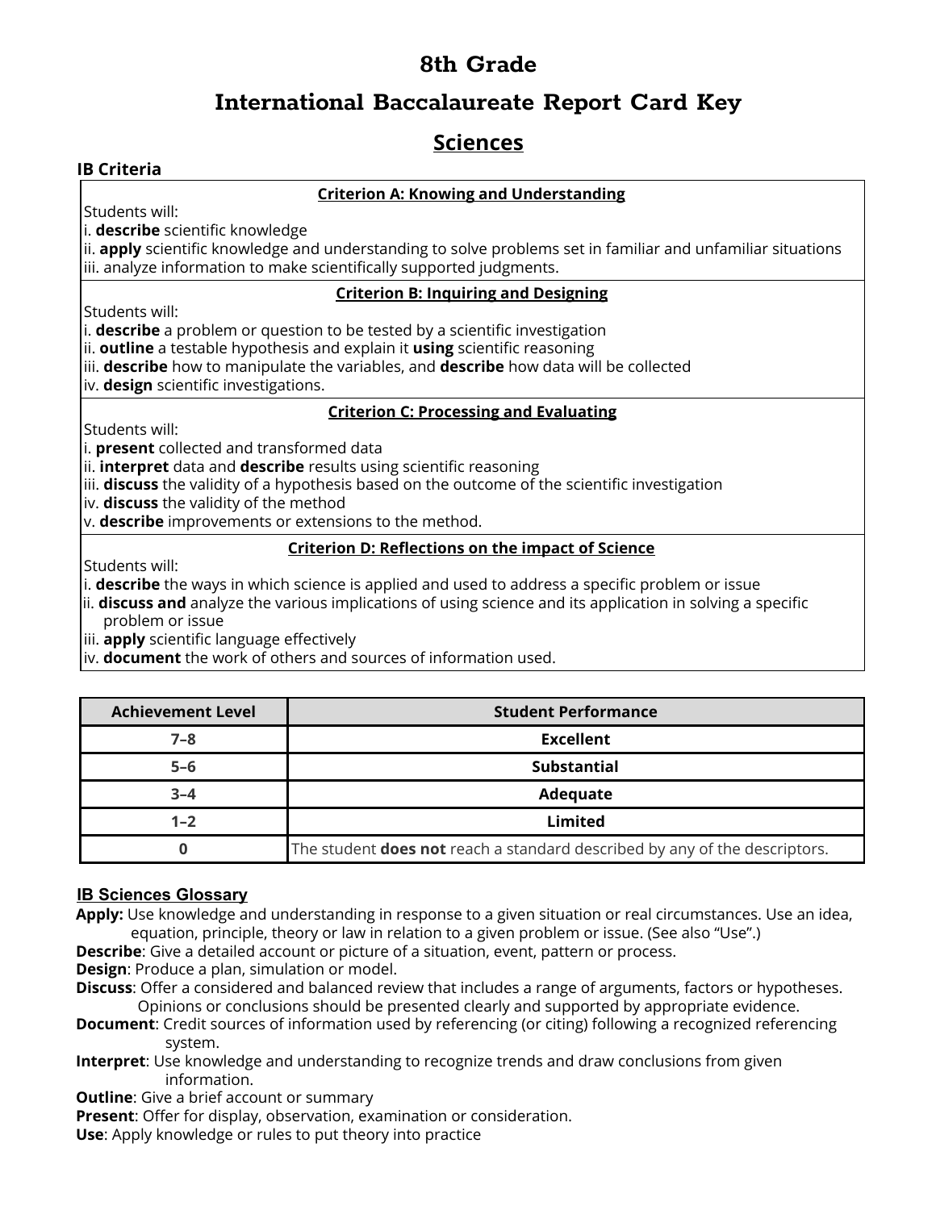# 8th Grade

# International Baccalaureate Report Card Key

## Sciences

### IB Criteria

**Criterion A: Knowing and Understanding**

Students will:

i. **describe** scientific knowledge
ii. **apply** scientific knowledge and understanding to solve problems set in familiar and unfamiliar situations
iii. analyze information to make scientifically supported judgments.

**Criterion B: Inquiring and Designing**

Students will:

i. **describe** a problem or question to be tested by a scientific investigation
ii. **outline** a testable hypothesis and explain it **using** scientific reasoning
iii. **describe** how to manipulate the variables, and **describe** how data will be collected
iv. **design** scientific investigations.

**Criterion C: Processing and Evaluating**

Students will:

i. **present** collected and transformed data
ii. **interpret** data and **describe** results using scientific reasoning
iii. **discuss** the validity of a hypothesis based on the outcome of the scientific investigation
iv. **discuss** the validity of the method
v. **describe** improvements or extensions to the method.

**Criterion D: Reflections on the impact of Science**

Students will:

i. **describe** the ways in which science is applied and used to address a specific problem or issue
ii. **discuss and** analyze the various implications of using science and its application in solving a specific problem or issue
iii. **apply** scientific language effectively
iv. **document** the work of others and sources of information used.

| Achievement Level | Student Performance |
|---|---|
| 7–8 | **Excellent** |
| 5–6 | **Substantial** |
| 3–4 | **Adequate** |
| 1–2 | **Limited** |
| 0 | The student **does not** reach a standard described by any of the descriptors. |

### IB Sciences Glossary

**Apply:** Use knowledge and understanding in response to a given situation or real circumstances. Use an idea, equation, principle, theory or law in relation to a given problem or issue. (See also "Use".)

**Describe**: Give a detailed account or picture of a situation, event, pattern or process.

**Design**: Produce a plan, simulation or model.

**Discuss**: Offer a considered and balanced review that includes a range of arguments, factors or hypotheses. Opinions or conclusions should be presented clearly and supported by appropriate evidence.

**Document**: Credit sources of information used by referencing (or citing) following a recognized referencing system.

**Interpret**: Use knowledge and understanding to recognize trends and draw conclusions from given information.

**Outline**: Give a brief account or summary

**Present**: Offer for display, observation, examination or consideration.

**Use**: Apply knowledge or rules to put theory into practice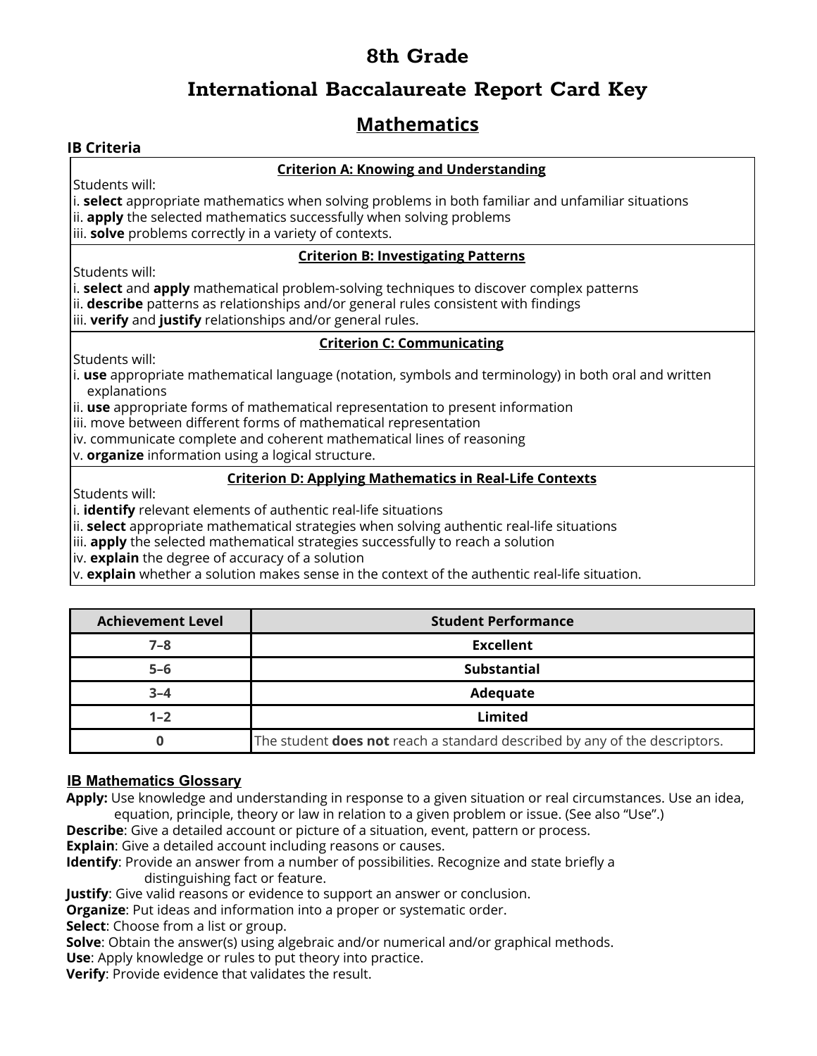# 8th Grade

## International Baccalaureate Report Card Key

## Mathematics

### IB Criteria

**Criterion A: Knowing and Understanding**

Students will:
i. **select** appropriate mathematics when solving problems in both familiar and unfamiliar situations
ii. **apply** the selected mathematics successfully when solving problems
iii. **solve** problems correctly in a variety of contexts.

**Criterion B: Investigating Patterns**

Students will:
i. **select** and **apply** mathematical problem-solving techniques to discover complex patterns
ii. **describe** patterns as relationships and/or general rules consistent with findings
iii. **verify** and **justify** relationships and/or general rules.

**Criterion C: Communicating**

Students will:
i. **use** appropriate mathematical language (notation, symbols and terminology) in both oral and written explanations
ii. **use** appropriate forms of mathematical representation to present information
iii. move between different forms of mathematical representation
iv. communicate complete and coherent mathematical lines of reasoning
v. **organize** information using a logical structure.

**Criterion D: Applying Mathematics in Real-Life Contexts**

Students will:
i. **identify** relevant elements of authentic real-life situations
ii. **select** appropriate mathematical strategies when solving authentic real-life situations
iii. **apply** the selected mathematical strategies successfully to reach a solution
iv. **explain** the degree of accuracy of a solution
v. **explain** whether a solution makes sense in the context of the authentic real-life situation.

| Achievement Level | Student Performance |
|---|---|
| 7–8 | **Excellent** |
| 5–6 | **Substantial** |
| 3–4 | **Adequate** |
| 1–2 | **Limited** |
| 0 | The student **does not** reach a standard described by any of the descriptors. |

### IB Mathematics Glossary

**Apply:** Use knowledge and understanding in response to a given situation or real circumstances. Use an idea, equation, principle, theory or law in relation to a given problem or issue. (See also "Use".)
**Describe**: Give a detailed account or picture of a situation, event, pattern or process.
**Explain**: Give a detailed account including reasons or causes.
**Identify**: Provide an answer from a number of possibilities. Recognize and state briefly a distinguishing fact or feature.
**Justify**: Give valid reasons or evidence to support an answer or conclusion.
**Organize**: Put ideas and information into a proper or systematic order.
**Select**: Choose from a list or group.
**Solve**: Obtain the answer(s) using algebraic and/or numerical and/or graphical methods.
**Use**: Apply knowledge or rules to put theory into practice.
**Verify**: Provide evidence that validates the result.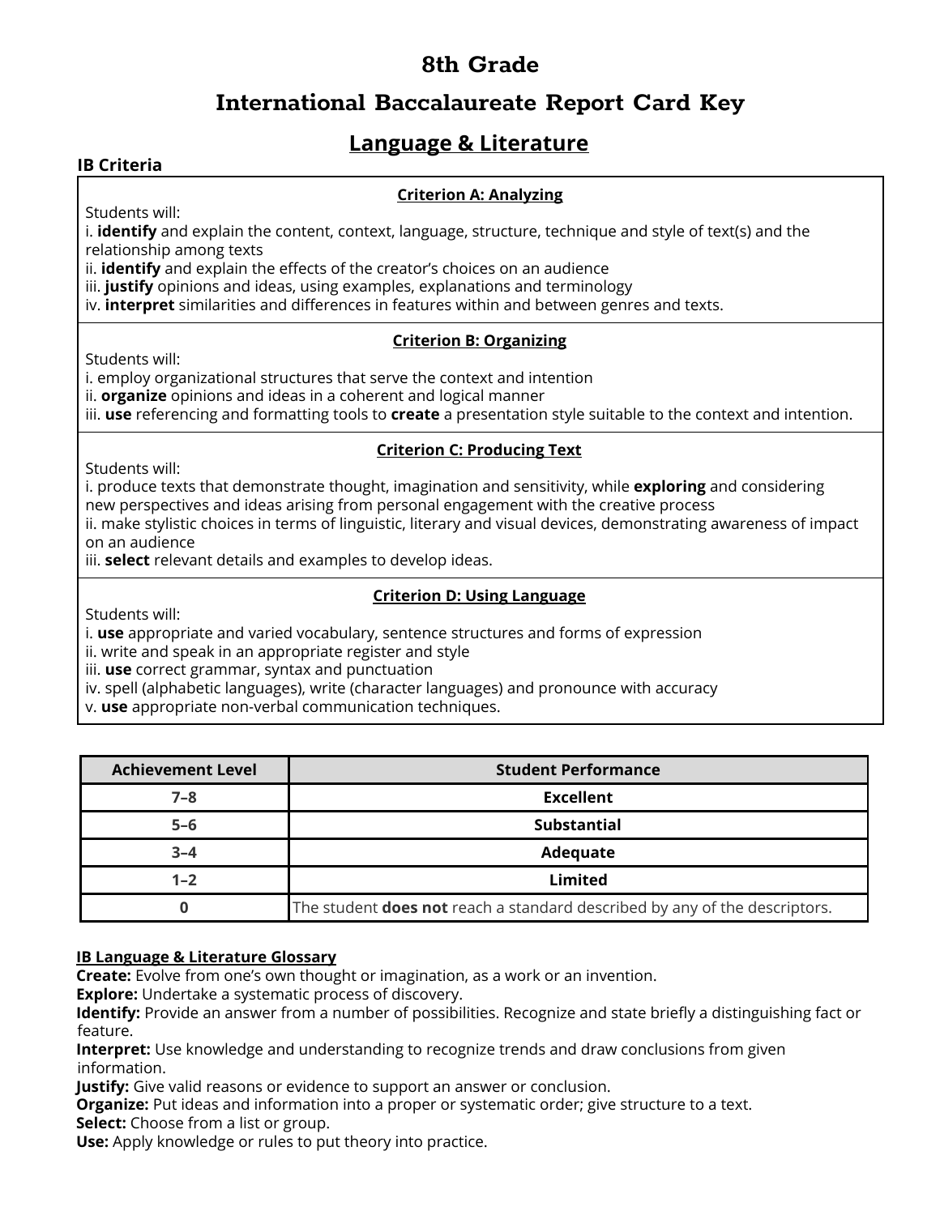# 8th Grade

## International Baccalaureate Report Card Key

## Language & Literature

**IB Criteria**

**Criterion A: Analyzing**

Students will:
i. **identify** and explain the content, context, language, structure, technique and style of text(s) and the relationship among texts
ii. **identify** and explain the effects of the creator's choices on an audience
iii. **justify** opinions and ideas, using examples, explanations and terminology
iv. **interpret** similarities and differences in features within and between genres and texts.

**Criterion B: Organizing**

Students will:
i. employ organizational structures that serve the context and intention
ii. **organize** opinions and ideas in a coherent and logical manner
iii. **use** referencing and formatting tools to **create** a presentation style suitable to the context and intention.

**Criterion C: Producing Text**

Students will:
i. produce texts that demonstrate thought, imagination and sensitivity, while **exploring** and considering new perspectives and ideas arising from personal engagement with the creative process
ii. make stylistic choices in terms of linguistic, literary and visual devices, demonstrating awareness of impact on an audience
iii. **select** relevant details and examples to develop ideas.

**Criterion D: Using Language**

Students will:
i. **use** appropriate and varied vocabulary, sentence structures and forms of expression
ii. write and speak in an appropriate register and style
iii. **use** correct grammar, syntax and punctuation
iv. spell (alphabetic languages), write (character languages) and pronounce with accuracy
v. **use** appropriate non-verbal communication techniques.

| Achievement Level | Student Performance |
|---|---|
| 7–8 | **Excellent** |
| 5–6 | **Substantial** |
| 3–4 | **Adequate** |
| 1–2 | **Limited** |
| 0 | The student **does not** reach a standard described by any of the descriptors. |

**IB Language & Literature Glossary**

**Create:** Evolve from one's own thought or imagination, as a work or an invention.
**Explore:** Undertake a systematic process of discovery.
**Identify:** Provide an answer from a number of possibilities. Recognize and state briefly a distinguishing fact or feature.
**Interpret:** Use knowledge and understanding to recognize trends and draw conclusions from given information.
**Justify:** Give valid reasons or evidence to support an answer or conclusion.
**Organize:** Put ideas and information into a proper or systematic order; give structure to a text.
**Select:** Choose from a list or group.
**Use:** Apply knowledge or rules to put theory into practice.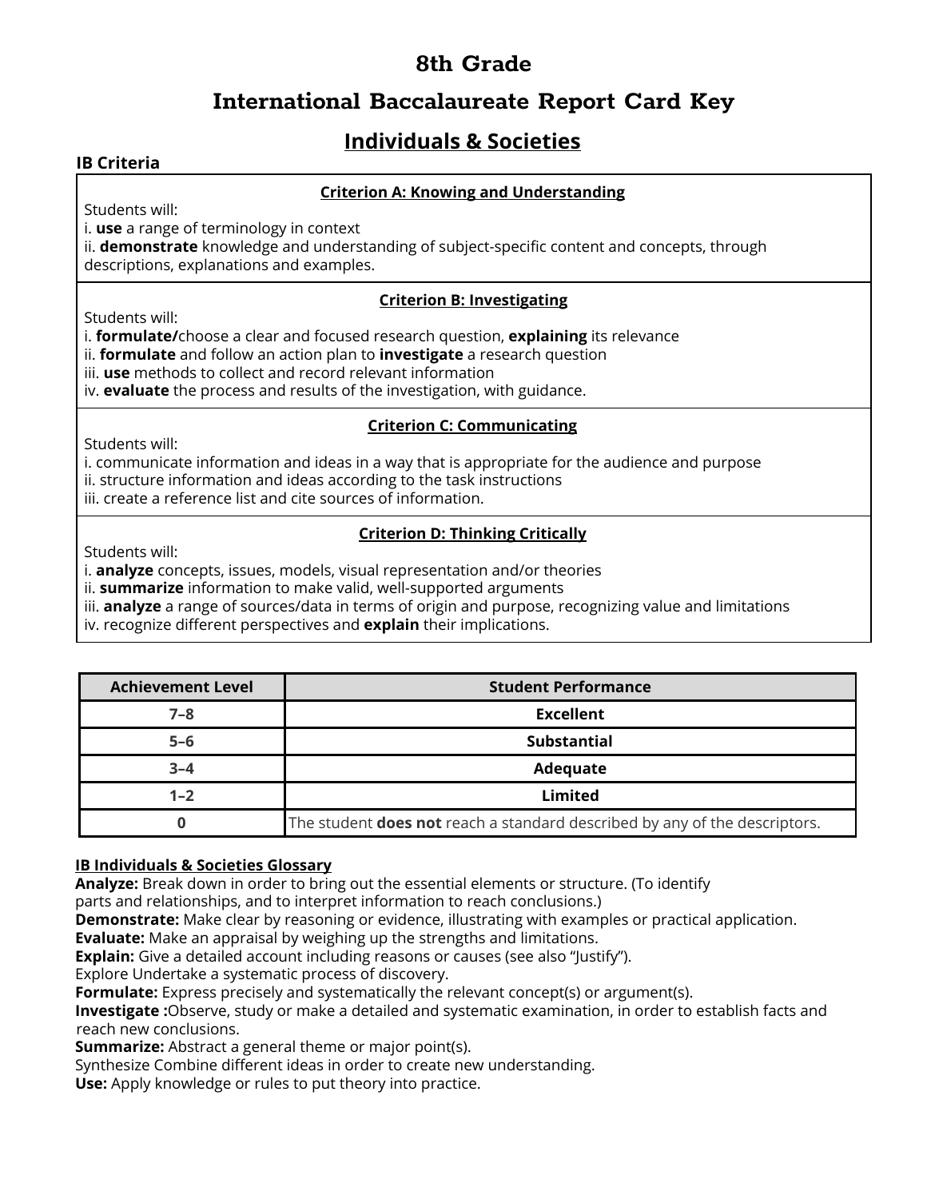# 8th Grade

# International Baccalaureate Report Card Key

## Individuals & Societies

### IB Criteria

**Criterion A: Knowing and Understanding**

Students will:
i. **use** a range of terminology in context
ii. **demonstrate** knowledge and understanding of subject-specific content and concepts, through descriptions, explanations and examples.

**Criterion B: Investigating**

Students will:
i. **formulate/**choose a clear and focused research question, **explaining** its relevance
ii. **formulate** and follow an action plan to **investigate** a research question
iii. **use** methods to collect and record relevant information
iv. **evaluate** the process and results of the investigation, with guidance.

**Criterion C: Communicating**

Students will:
i. communicate information and ideas in a way that is appropriate for the audience and purpose
ii. structure information and ideas according to the task instructions
iii. create a reference list and cite sources of information.

**Criterion D: Thinking Critically**

Students will:
i. **analyze** concepts, issues, models, visual representation and/or theories
ii. **summarize** information to make valid, well-supported arguments
iii. **analyze** a range of sources/data in terms of origin and purpose, recognizing value and limitations
iv. recognize different perspectives and **explain** their implications.

| Achievement Level | Student Performance |
|---|---|
| 7–8 | **Excellent** |
| 5–6 | **Substantial** |
| 3–4 | **Adequate** |
| 1–2 | **Limited** |
| 0 | The student **does not** reach a standard described by any of the descriptors. |

**IB Individuals & Societies Glossary**

**Analyze:** Break down in order to bring out the essential elements or structure. (To identify parts and relationships, and to interpret information to reach conclusions.)
**Demonstrate:** Make clear by reasoning or evidence, illustrating with examples or practical application.
**Evaluate:** Make an appraisal by weighing up the strengths and limitations.
**Explain:** Give a detailed account including reasons or causes (see also "Justify").
Explore Undertake a systematic process of discovery.
**Formulate:** Express precisely and systematically the relevant concept(s) or argument(s).
**Investigate :**Observe, study or make a detailed and systematic examination, in order to establish facts and reach new conclusions.
**Summarize:** Abstract a general theme or major point(s).
Synthesize Combine different ideas in order to create new understanding.
**Use:** Apply knowledge or rules to put theory into practice.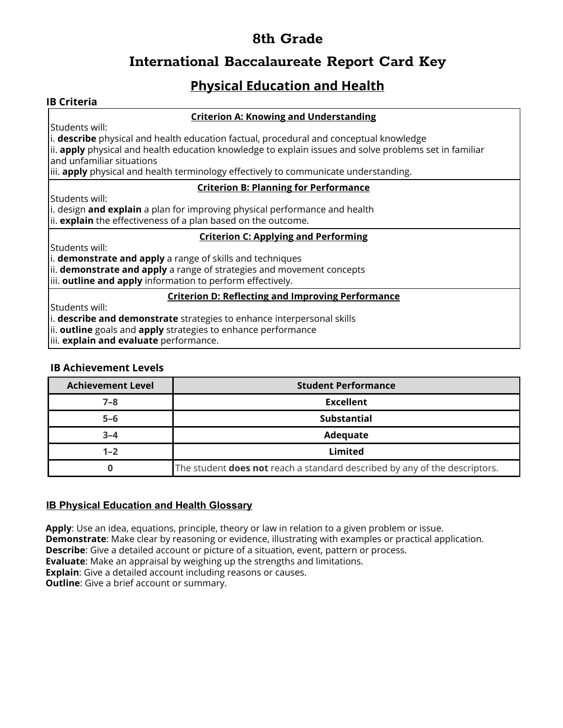# 8th Grade

## International Baccalaureate Report Card Key

## Physical Education and Health

**IB Criteria**

**Criterion A: Knowing and Understanding**

Students will:
i. **describe** physical and health education factual, procedural and conceptual knowledge
ii. **apply** physical and health education knowledge to explain issues and solve problems set in familiar and unfamiliar situations
iii. **apply** physical and health terminology effectively to communicate understanding.

**Criterion B: Planning for Performance**

Students will:
i. design **and explain** a plan for improving physical performance and health
ii. **explain** the effectiveness of a plan based on the outcome.

**Criterion C: Applying and Performing**

Students will:
i. **demonstrate and apply** a range of skills and techniques
ii. **demonstrate and apply** a range of strategies and movement concepts
iii. **outline and apply** information to perform effectively.

**Criterion D: Reflecting and Improving Performance**

Students will:
i. **describe and demonstrate** strategies to enhance interpersonal skills
ii. **outline** goals and **apply** strategies to enhance performance
iii. **explain and evaluate** performance.

**IB Achievement Levels**

| Achievement Level | Student Performance |
|---|---|
| 7–8 | Excellent |
| 5–6 | Substantial |
| 3–4 | Adequate |
| 1–2 | Limited |
| 0 | The student **does not** reach a standard described by any of the descriptors. |

**IB Physical Education and Health Glossary**

**Apply**: Use an idea, equations, principle, theory or law in relation to a given problem or issue.
**Demonstrate**: Make clear by reasoning or evidence, illustrating with examples or practical application.
**Describe**: Give a detailed account or picture of a situation, event, pattern or process.
**Evaluate**: Make an appraisal by weighing up the strengths and limitations.
**Explain**: Give a detailed account including reasons or causes.
**Outline**: Give a brief account or summary.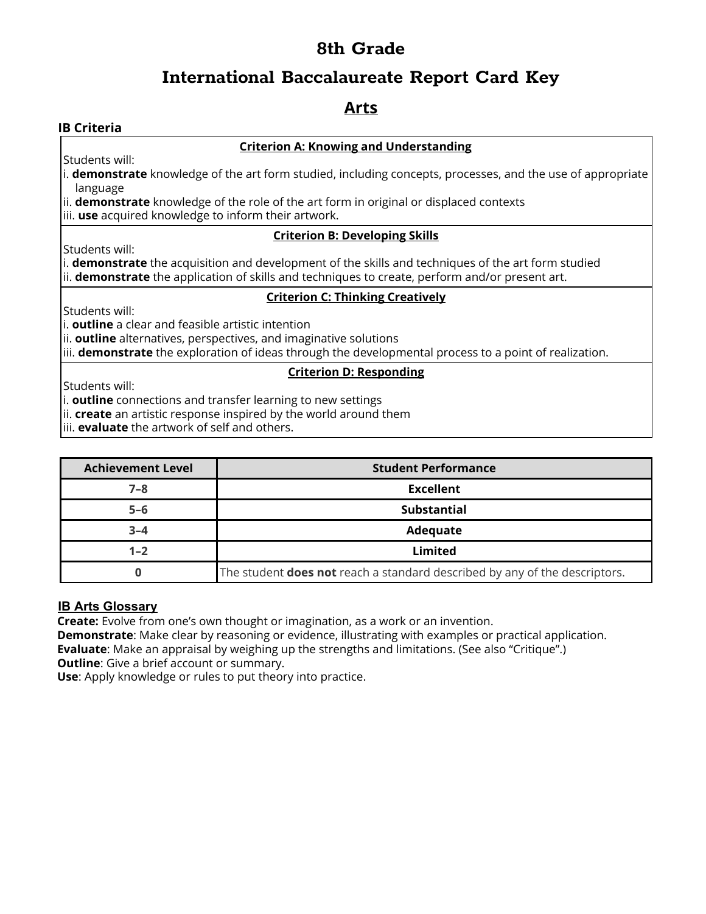# 8th Grade

# International Baccalaureate Report Card Key

## Arts

### IB Criteria

**Criterion A: Knowing and Understanding**

Students will:

i. **demonstrate** knowledge of the art form studied, including concepts, processes, and the use of appropriate language

ii. **demonstrate** knowledge of the role of the art form in original or displaced contexts

iii. **use** acquired knowledge to inform their artwork.

**Criterion B: Developing Skills**

Students will:

i. **demonstrate** the acquisition and development of the skills and techniques of the art form studied

ii. **demonstrate** the application of skills and techniques to create, perform and/or present art.

**Criterion C: Thinking Creatively**

Students will:

i. **outline** a clear and feasible artistic intention

ii. **outline** alternatives, perspectives, and imaginative solutions

iii. **demonstrate** the exploration of ideas through the developmental process to a point of realization.

**Criterion D: Responding**

Students will:

i. **outline** connections and transfer learning to new settings

ii. **create** an artistic response inspired by the world around them

iii. **evaluate** the artwork of self and others.

| Achievement Level | Student Performance |
|---|---|
| 7–8 | **Excellent** |
| 5–6 | **Substantial** |
| 3–4 | **Adequate** |
| 1–2 | **Limited** |
| 0 | The student **does not** reach a standard described by any of the descriptors. |

### IB Arts Glossary

**Create:** Evolve from one's own thought or imagination, as a work or an invention.
**Demonstrate**: Make clear by reasoning or evidence, illustrating with examples or practical application.
**Evaluate**: Make an appraisal by weighing up the strengths and limitations. (See also "Critique".)
**Outline**: Give a brief account or summary.
**Use**: Apply knowledge or rules to put theory into practice.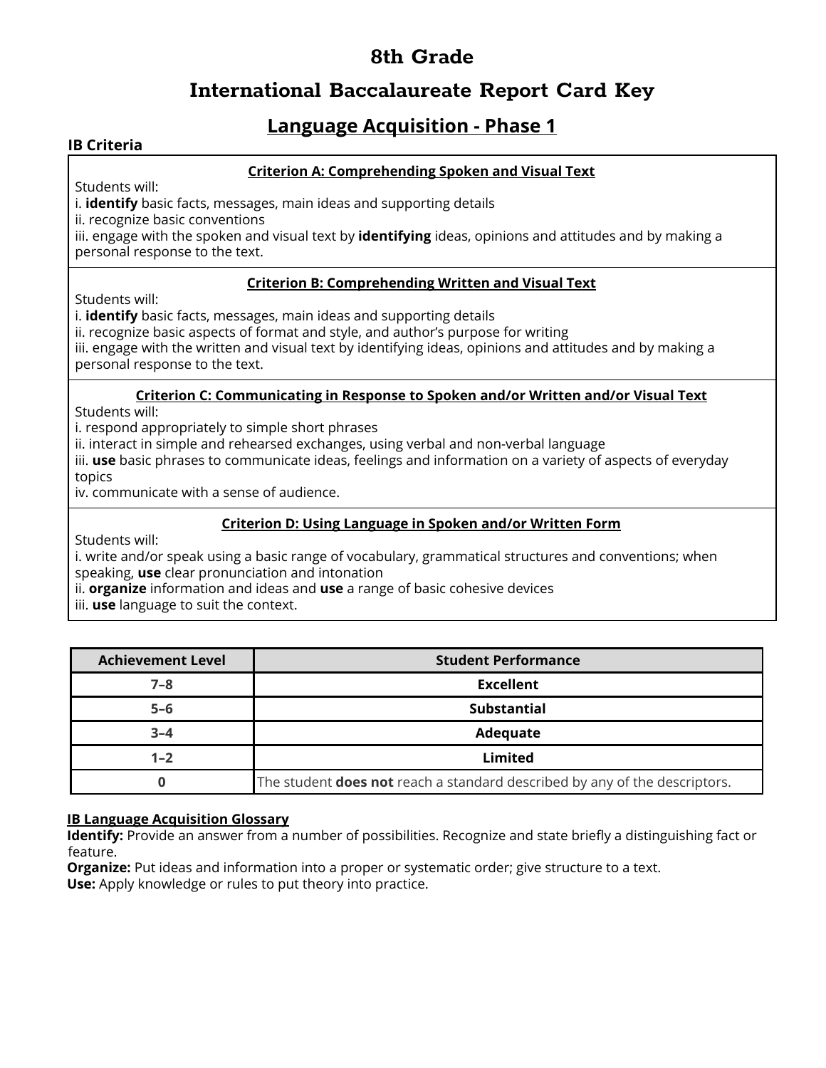# 8th Grade

# International Baccalaureate Report Card Key

## Language Acquisition - Phase 1

**IB Criteria**

**Criterion A: Comprehending Spoken and Visual Text**

Students will:
i. **identify** basic facts, messages, main ideas and supporting details
ii. recognize basic conventions
iii. engage with the spoken and visual text by **identifying** ideas, opinions and attitudes and by making a personal response to the text.

**Criterion B: Comprehending Written and Visual Text**

Students will:
i. **identify** basic facts, messages, main ideas and supporting details
ii. recognize basic aspects of format and style, and author's purpose for writing
iii. engage with the written and visual text by identifying ideas, opinions and attitudes and by making a personal response to the text.

**Criterion C: Communicating in Response to Spoken and/or Written and/or Visual Text**

Students will:
i. respond appropriately to simple short phrases
ii. interact in simple and rehearsed exchanges, using verbal and non-verbal language
iii. **use** basic phrases to communicate ideas, feelings and information on a variety of aspects of everyday topics
iv. communicate with a sense of audience.

**Criterion D: Using Language in Spoken and/or Written Form**

Students will:
i. write and/or speak using a basic range of vocabulary, grammatical structures and conventions; when speaking, **use** clear pronunciation and intonation
ii. **organize** information and ideas and **use** a range of basic cohesive devices
iii. **use** language to suit the context.

| Achievement Level | Student Performance |
|---|---|
| 7–8 | **Excellent** |
| 5–6 | **Substantial** |
| 3–4 | **Adequate** |
| 1–2 | **Limited** |
| 0 | The student **does not** reach a standard described by any of the descriptors. |

**IB Language Acquisition Glossary**

**Identify:** Provide an answer from a number of possibilities. Recognize and state briefly a distinguishing fact or feature.
**Organize:** Put ideas and information into a proper or systematic order; give structure to a text.
**Use:** Apply knowledge or rules to put theory into practice.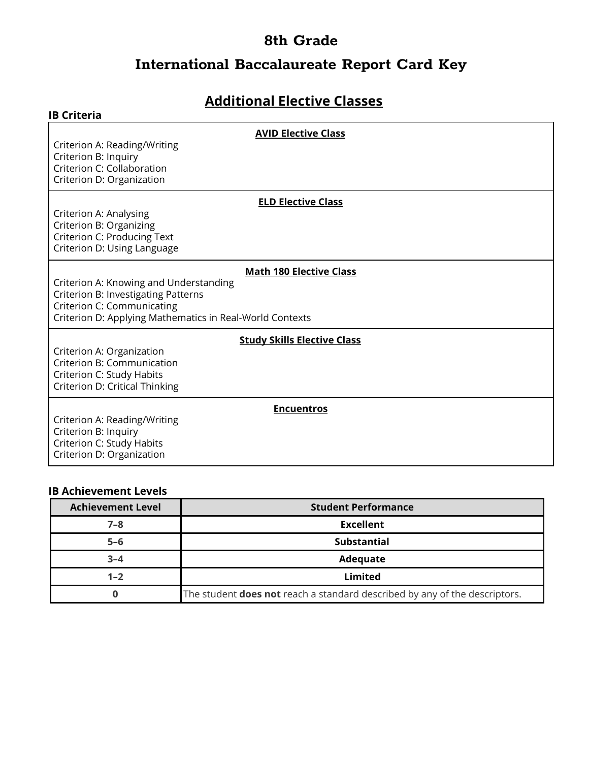# 8th Grade

# International Baccalaureate Report Card Key

## Additional Elective Classes

**IB Criteria**

**AVID Elective Class**

Criterion A: Reading/Writing
Criterion B: Inquiry
Criterion C: Collaboration
Criterion D: Organization

**ELD Elective Class**

Criterion A: Analysing
Criterion B: Organizing
Criterion C: Producing Text
Criterion D: Using Language

**Math 180 Elective Class**

Criterion A: Knowing and Understanding
Criterion B: Investigating Patterns
Criterion C: Communicating
Criterion D: Applying Mathematics in Real-World Contexts

**Study Skills Elective Class**

Criterion A: Organization
Criterion B: Communication
Criterion C: Study Habits
Criterion D: Critical Thinking

**Encuentros**

Criterion A: Reading/Writing
Criterion B: Inquiry
Criterion C: Study Habits
Criterion D: Organization

**IB Achievement Levels**

| Achievement Level | Student Performance |
|---|---|
| 7–8 | **Excellent** |
| 5–6 | **Substantial** |
| 3–4 | **Adequate** |
| 1–2 | **Limited** |
| 0 | The student **does not** reach a standard described by any of the descriptors. |